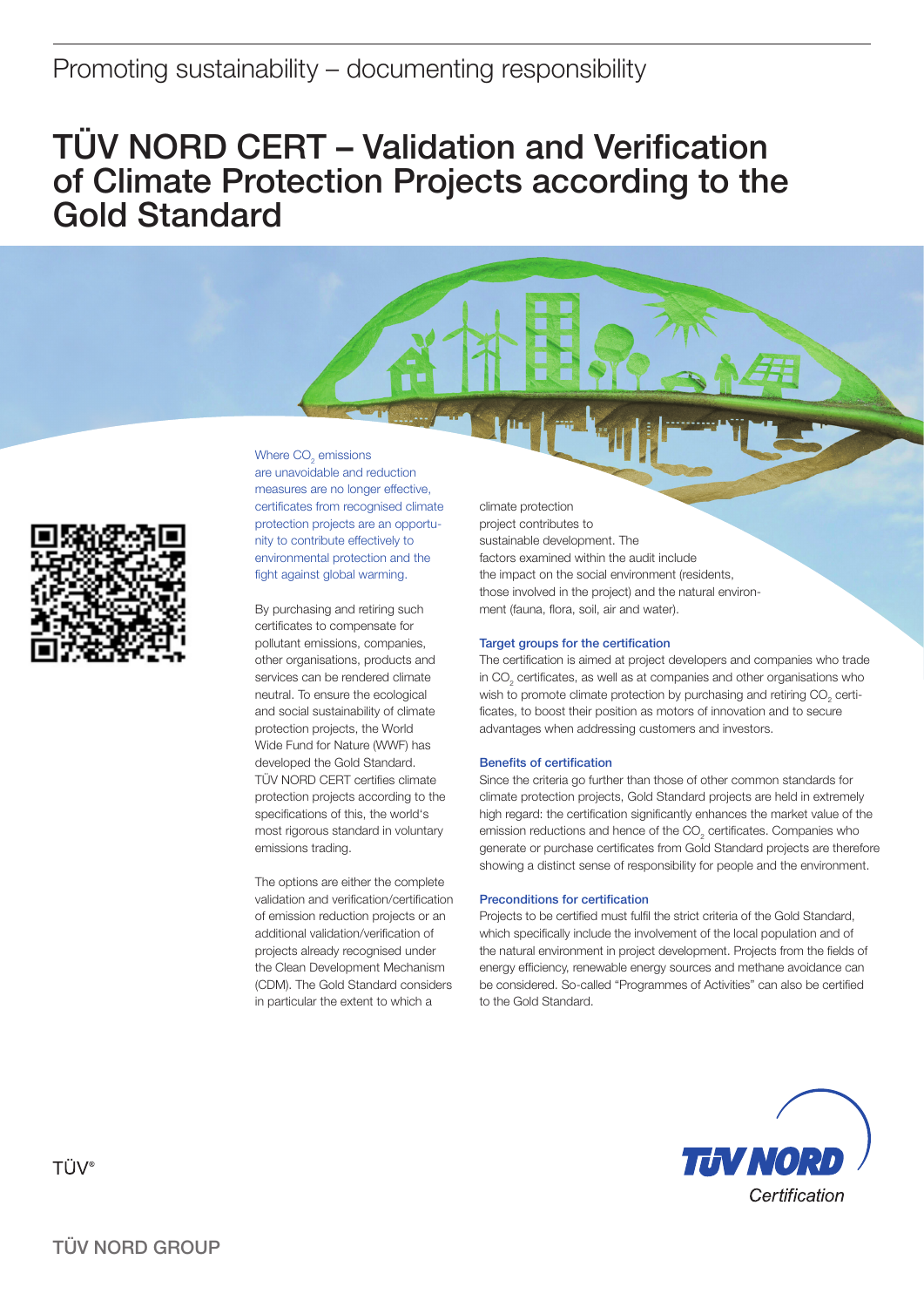Promoting sustainability – documenting responsibility

# TÜV NORD CERT – Validation and Verification of Climate Protection Projects according to the Gold Standard

Where $CO_2$ emissions are unavoidable and reduction measures are no longer effective, certificates from recognised climate protection projects are an opportunity to contribute effectively to environmental protection and the fight against global warming.

By purchasing and retiring such certificates to compensate for pollutant emissions, companies, other organisations, products and services can be rendered climate neutral. To ensure the ecological and social sustainability of climate protection projects, the World Wide Fund for Nature (WWF) has developed the Gold Standard. TÜV NORD CERT certifies climate protection projects according to the specifications of this, the world's most rigorous standard in voluntary emissions trading.

The options are either the complete validation and verification/certification of emission reduction projects or an additional validation/verification of projects already recognised under the Clean Development Mechanism (CDM). The Gold Standard considers in particular the extent to which a climate protection project contributes to sustainable development. The factors examined within the audit include the impact on the social environment (residents, those involved in the project) and the natural environment (fauna, flora, soil, air and water).

### Target groups for the certification

The certification is aimed at project developers and companies who trade in $CO_2$ certificates, as well as at companies and other organisations who wish to promote climate protection by purchasing and retiring $CO_2$ certificates, to boost their position as motors of innovation and to secure advantages when addressing customers and investors.

### Benefits of certification

Since the criteria go further than those of other common standards for climate protection projects, Gold Standard projects are held in extremely high regard: the certification significantly enhances the market value of the emission reductions and hence of the $CO_2$ certificates. Companies who generate or purchase certificates from Gold Standard projects are therefore showing a distinct sense of responsibility for people and the environment.

### Preconditions for certification

Projects to be certified must fulfil the strict criteria of the Gold Standard, which specifically include the involvement of the local population and of the natural environment in project development. Projects from the fields of energy efficiency, renewable energy sources and methane avoidance can be considered. So-called "Programmes of Activities" can also be certified to the Gold Standard.

TÜV NORD Certification

TÜV®

TÜV NORD GROUP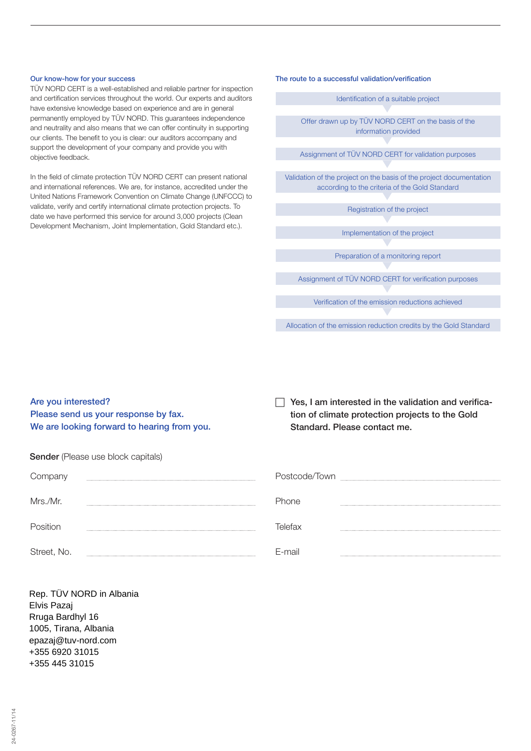### Our know-how for your success

TÜV NORD CERT is a well-established and reliable partner for inspection and certification services throughout the world. Our experts and auditors have extensive knowledge based on experience and are in general permanently employed by TÜV NORD. This guarantees independence and neutrality and also means that we can offer continuity in supporting our clients. The benefit to you is clear: our auditors accompany and support the development of your company and provide you with objective feedback.

In the field of climate protection TÜV NORD CERT can present national and international references. We are, for instance, accredited under the United Nations Framework Convention on Climate Change (UNFCCC) to validate, verify and certify international climate protection projects. To date we have performed this service for around 3,000 projects (Clean Development Mechanism, Joint Implementation, Gold Standard etc.).

### The route to a successful validation/verification

- Identification of a suitable project
- Offer drawn up by TÜV NORD CERT on the basis of the information provided
- Assignment of TÜV NORD CERT for validation purposes
- Validation of the project on the basis of the project documentation according to the criteria of the Gold Standard
- Registration of the project
- Implementation of the project
- Preparation of a monitoring report
- Assignment of TÜV NORD CERT for verification purposes
- Verification of the emission reductions achieved
- Allocation of the emission reduction credits by the Gold Standard

### Are you interested?
### Please send us your response by fax.
### We are looking forward to hearing from you.

☐ **Yes, I am interested in the validation and verification of climate protection projects to the Gold Standard. Please contact me.**

**Sender** (Please use block capitals)

| | | | |
|---|---|---|---|
| Company | ........................ | Postcode/Town | ........................ |
| Mrs./Mr. | ........................ | Phone | ........................ |
| Position | ........................ | Telefax | ........................ |
| Street, No. | ........................ | E-mail | ........................ |

Rep. TÜV NORD in Albania
Elvis Pazaj
Rruga Bardhyl 16
1005, Tirana, Albania
epazaj@tuv-nord.com
+355 6920 31015
+355 445 31015

24-0267-11/14